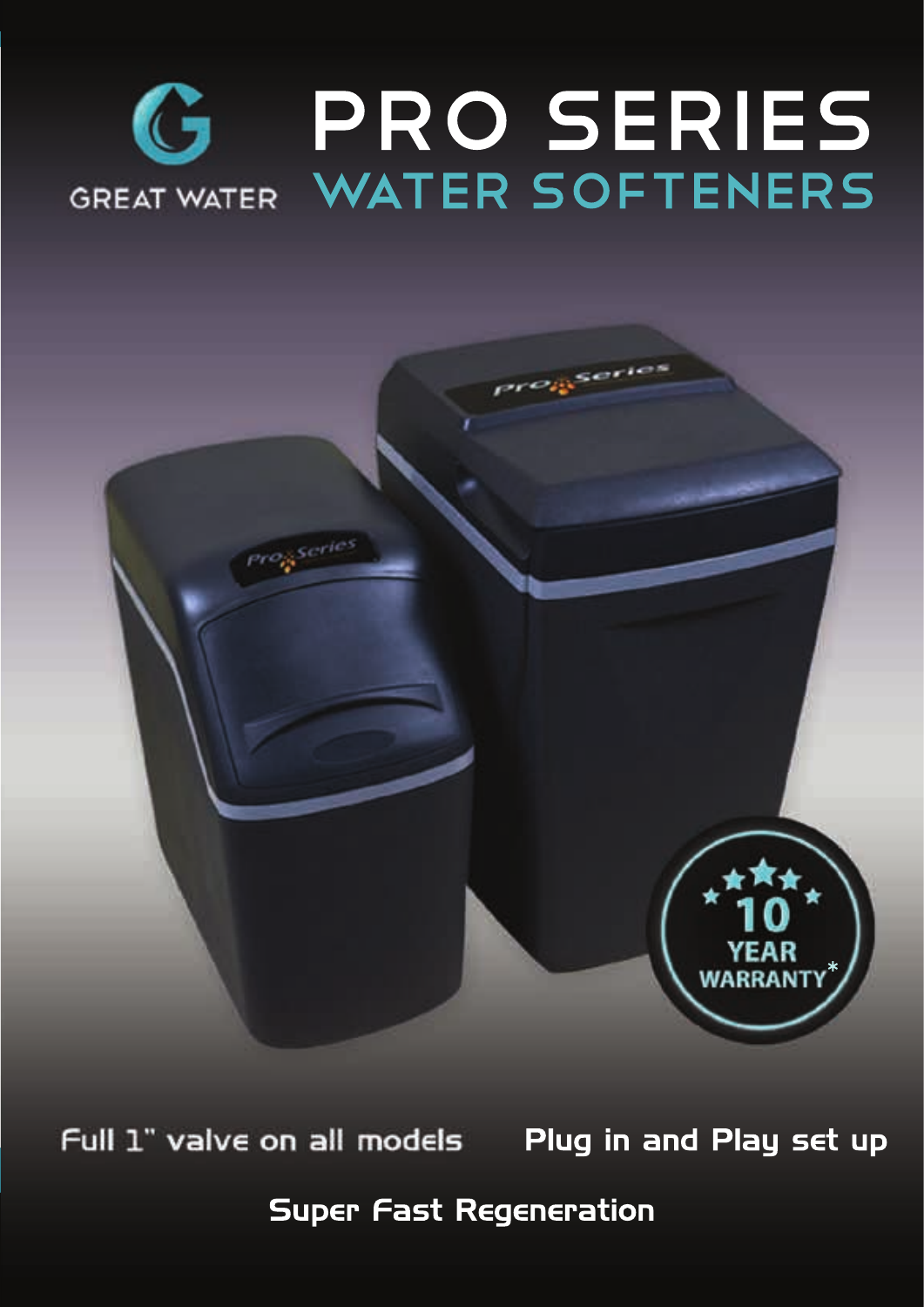GREAT WATER

# PRO SERIES
## WATER SOFTENERS

10 YEAR WARRANTY*

Full 1" valve on all models

Plug in and Play set up

Super Fast Regeneration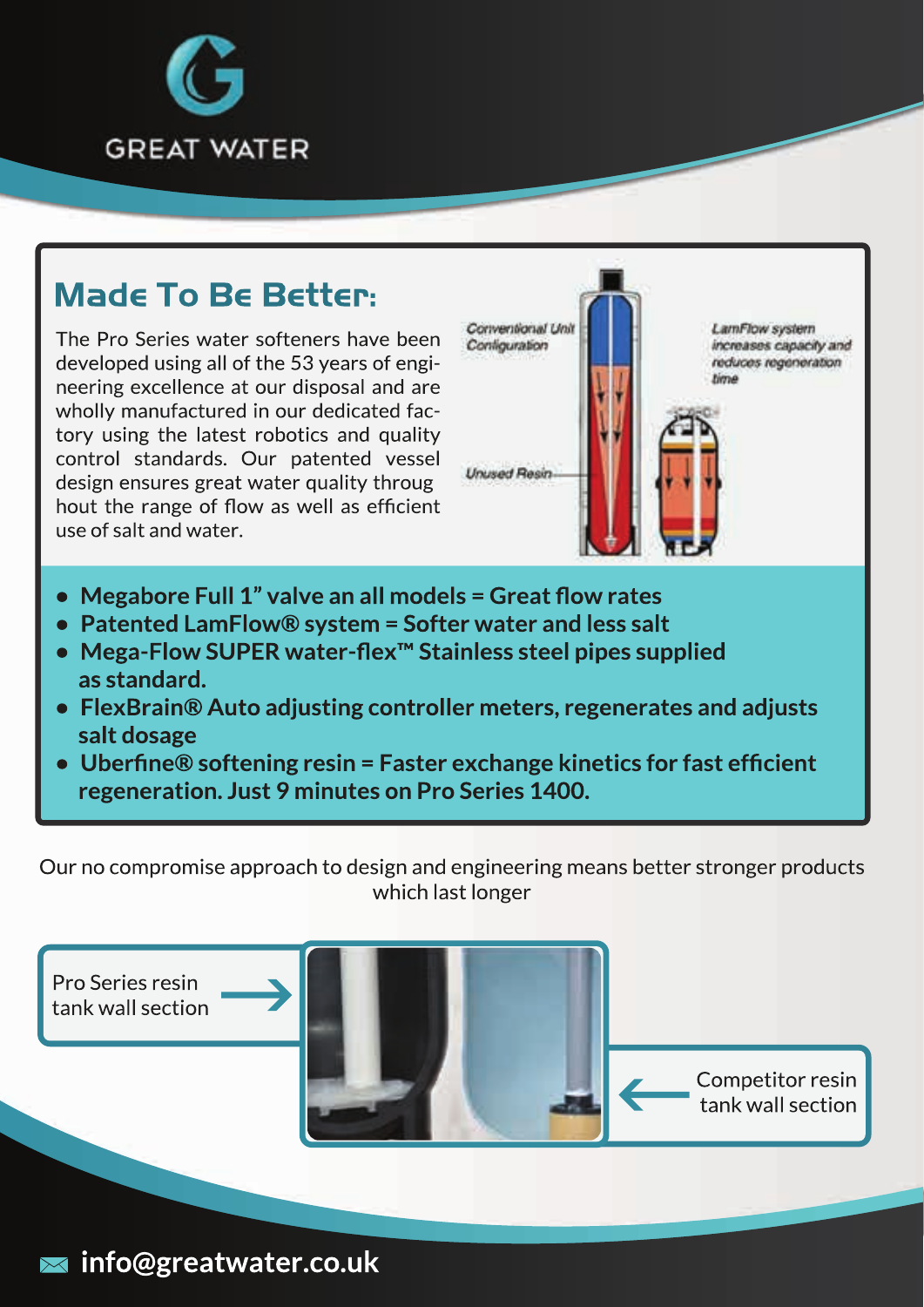GREAT WATER

## Made To Be Better:

The Pro Series water softeners have been developed using all of the 53 years of engineering excellence at our disposal and are wholly manufactured in our dedicated factory using the latest robotics and quality control standards. Our patented vessel design ensures great water quality throughout the range of flow as well as efficient use of salt and water.

Conventional Unit Configuration

LamFlow system increases capacity and reduces regeneration time

Unused Resin

- **Megabore Full 1” valve an all models = Great flow rates**
- **Patented LamFlow® system = Softer water and less salt**
- **Mega-Flow SUPER water-flex™ Stainless steel pipes supplied as standard.**
- **FlexBrain® Auto adjusting controller meters, regenerates and adjusts salt dosage**
- **Uberfine® softening resin = Faster exchange kinetics for fast efficient regeneration. Just 9 minutes on Pro Series 1400.**

Our no compromise approach to design and engineering means better stronger products which last longer

Pro Series resin tank wall section

Competitor resin tank wall section

**info@greatwater.co.uk**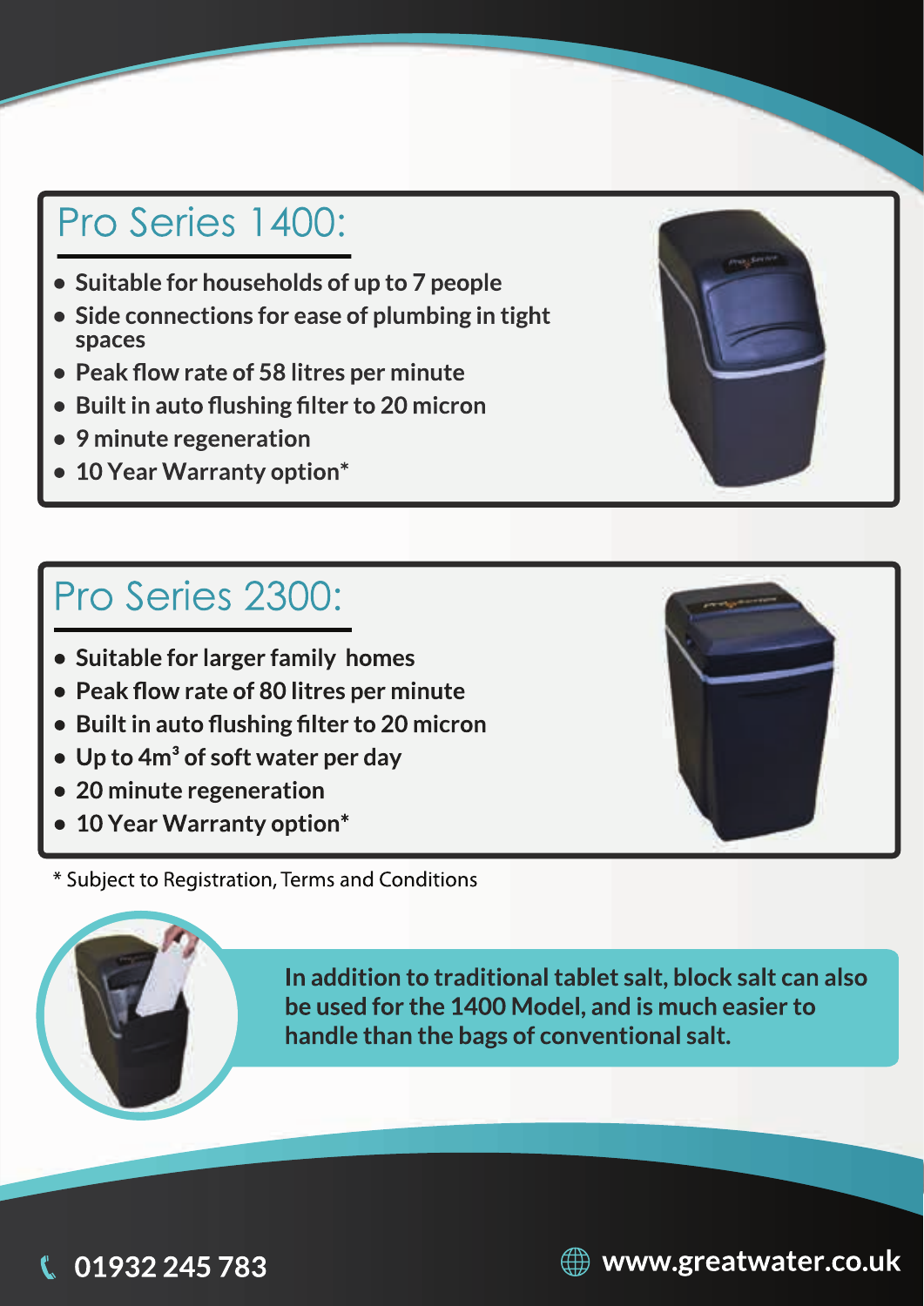## Pro Series 1400:

- Suitable for households of up to 7 people
- Side connections for ease of plumbing in tight spaces
- Peak flow rate of 58 litres per minute
- Built in auto flushing filter to 20 micron
- 9 minute regeneration
- 10 Year Warranty option*

## Pro Series 2300:

- Suitable for larger family homes
- Peak flow rate of 80 litres per minute
- Built in auto flushing filter to 20 micron
- Up to 4m$^3$ of soft water per day
- 20 minute regeneration
- 10 Year Warranty option*

\* Subject to Registration, Terms and Conditions

**In addition to traditional tablet salt, block salt can also be used for the 1400 Model, and is much easier to handle than the bags of conventional salt.**

**01932 245 783**

**www.greatwater.co.uk**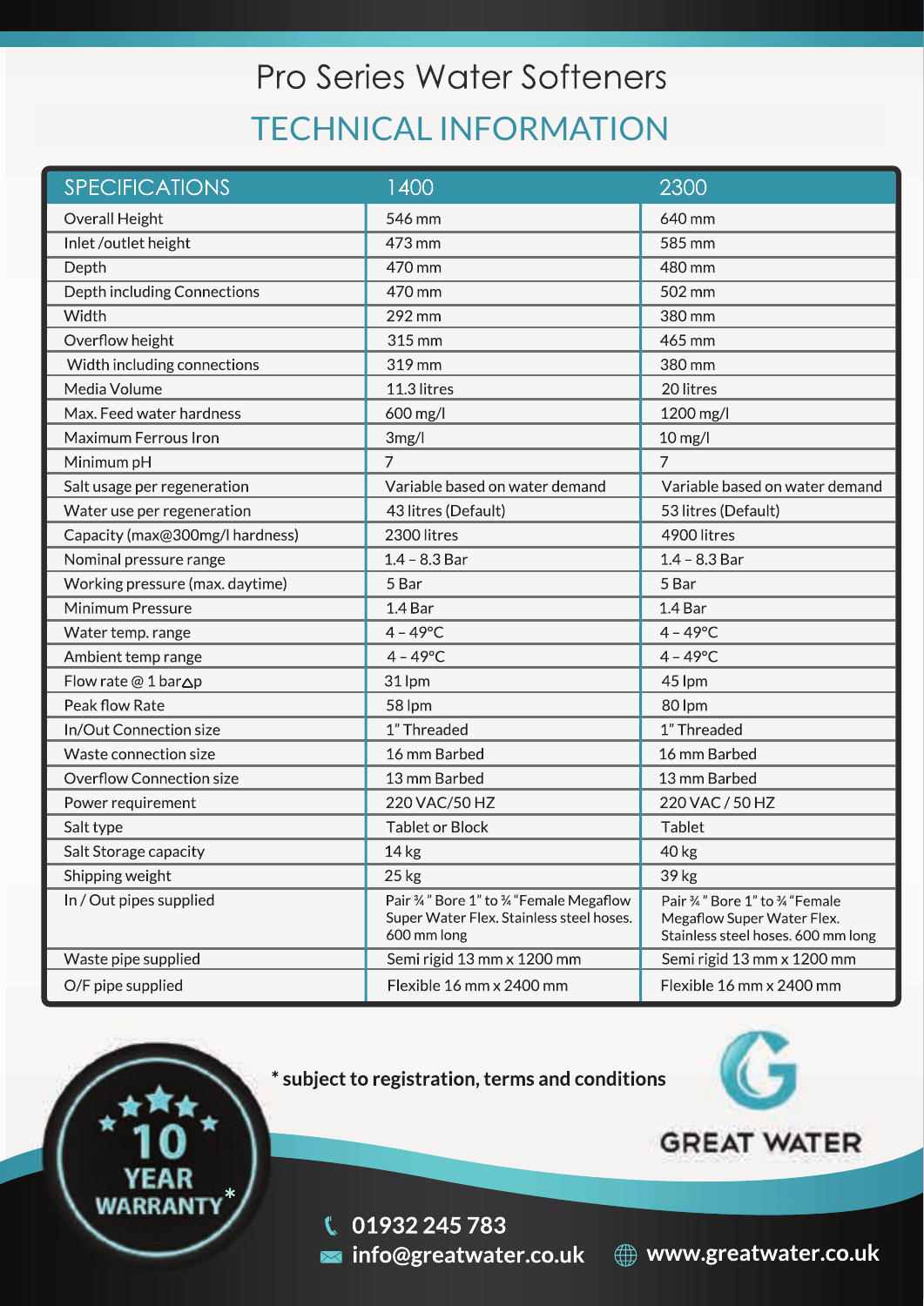# Pro Series Water Softeners

## TECHNICAL INFORMATION

| SPECIFICATIONS | 1400 | 2300 |
|---|---|---|
| Overall Height | 546 mm | 640 mm |
| Inlet /outlet height | 473 mm | 585 mm |
| Depth | 470 mm | 480 mm |
| Depth including Connections | 470 mm | 502 mm |
| Width | 292 mm | 380 mm |
| Overflow height | 315 mm | 465 mm |
| Width including connections | 319 mm | 380 mm |
| Media Volume | 11.3 litres | 20 litres |
| Max. Feed water hardness | 600 mg/l | 1200 mg/l |
| Maximum Ferrous Iron | 3mg/l | 10 mg/l |
| Minimum pH | 7 | 7 |
| Salt usage per regeneration | Variable based on water demand | Variable based on water demand |
| Water use per regeneration | 43 litres (Default) | 53 litres (Default) |
| Capacity (max@300mg/l hardness) | 2300 litres | 4900 litres |
| Nominal pressure range | 1.4 – 8.3 Bar | 1.4 – 8.3 Bar |
| Working pressure (max. daytime) | 5 Bar | 5 Bar |
| Minimum Pressure | 1.4 Bar | 1.4 Bar |
| Water temp. range | 4 – 49°C | 4 – 49°C |
| Ambient temp range | 4 – 49°C | 4 – 49°C |
| Flow rate @ 1 bar$\Delta$p | 31 lpm | 45 lpm |
| Peak flow Rate | 58 lpm | 80 lpm |
| In/Out Connection size | 1" Threaded | 1" Threaded |
| Waste connection size | 16 mm Barbed | 16 mm Barbed |
| Overflow Connection size | 13 mm Barbed | 13 mm Barbed |
| Power requirement | 220 VAC/50 HZ | 220 VAC / 50 HZ |
| Salt type | Tablet or Block | Tablet |
| Salt Storage capacity | 14 kg | 40 kg |
| Shipping weight | 25 kg | 39 kg |
| In / Out pipes supplied | Pair ¾" Bore 1" to ¾ "Female Megaflow Super Water Flex. Stainless steel hoses. 600 mm long | Pair ¾" Bore 1" to ¾ "Female Megaflow Super Water Flex. Stainless steel hoses. 600 mm long |
| Waste pipe supplied | Semi rigid 13 mm x 1200 mm | Semi rigid 13 mm x 1200 mm |
| O/F pipe supplied | Flexible 16 mm x 2400 mm | Flexible 16 mm x 2400 mm |

10 YEAR WARRANTY*

**\* subject to registration, terms and conditions**

GREAT WATER

**01932 245 783**

**info@greatwater.co.uk**

**www.greatwater.co.uk**